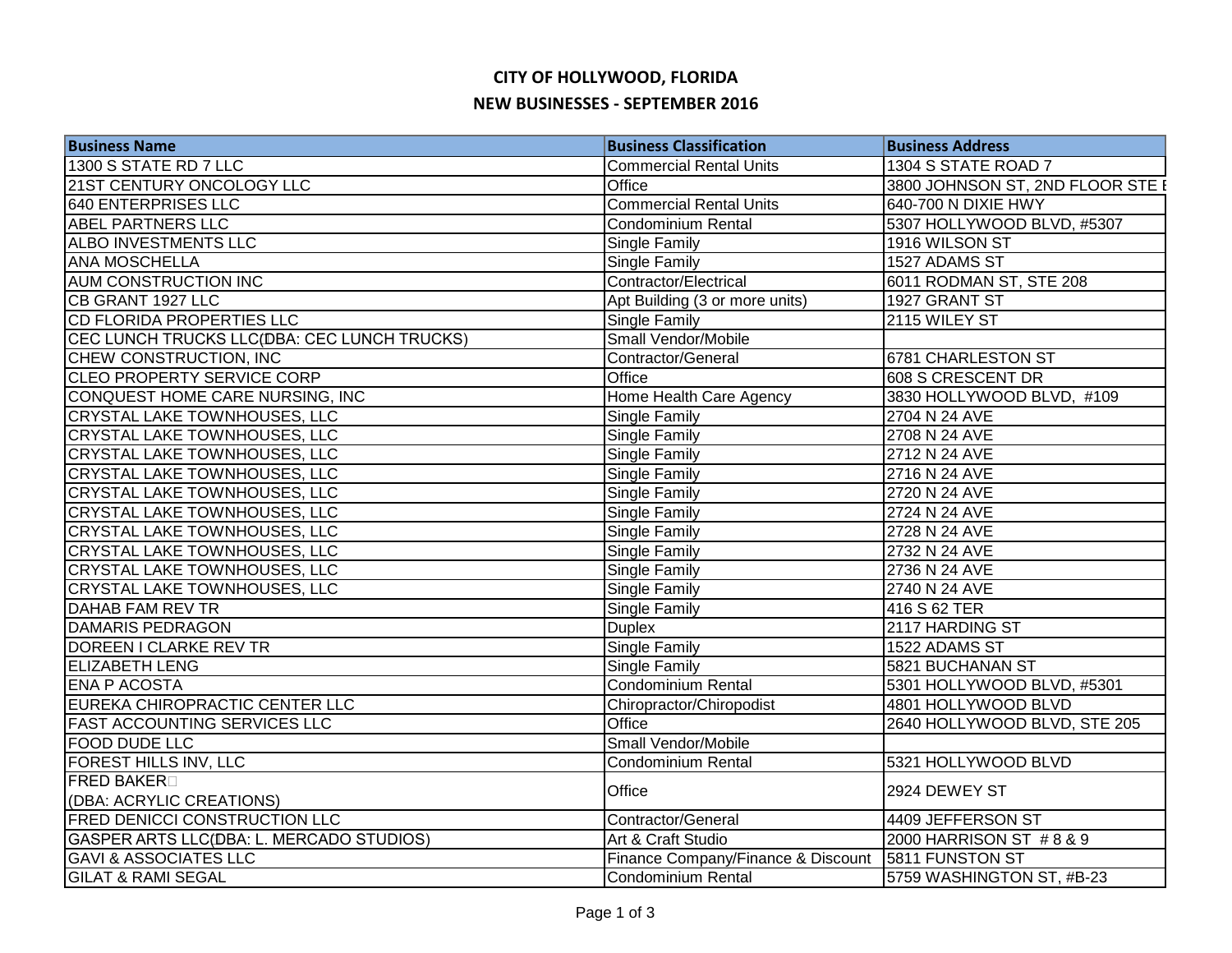# CITY OF HOLLYWOOD, FLORIDA

## NEW BUSINESSES - SEPTEMBER 2016

| Business Name | Business Classification | Business Address |
|---|---|---|
| 1300 S STATE RD 7 LLC | Commercial Rental Units | 1304 S STATE ROAD 7 |
| 21ST CENTURY ONCOLOGY LLC | Office | 3800 JOHNSON ST, 2ND FLOOR STE E |
| 640 ENTERPRISES LLC | Commercial Rental Units | 640-700 N DIXIE HWY |
| ABEL PARTNERS LLC | Condominium Rental | 5307 HOLLYWOOD BLVD, #5307 |
| ALBO INVESTMENTS LLC | Single Family | 1916 WILSON ST |
| ANA MOSCHELLA | Single Family | 1527 ADAMS ST |
| AUM CONSTRUCTION INC | Contractor/Electrical | 6011 RODMAN ST, STE 208 |
| CB GRANT 1927 LLC | Apt Building (3 or more units) | 1927 GRANT ST |
| CD FLORIDA PROPERTIES LLC | Single Family | 2115 WILEY ST |
| CEC LUNCH TRUCKS LLC(DBA: CEC LUNCH TRUCKS) | Small Vendor/Mobile | |
| CHEW CONSTRUCTION, INC | Contractor/General | 6781 CHARLESTON ST |
| CLEO PROPERTY SERVICE CORP | Office | 608 S CRESCENT DR |
| CONQUEST HOME CARE NURSING, INC | Home Health Care Agency | 3830 HOLLYWOOD BLVD, #109 |
| CRYSTAL LAKE TOWNHOUSES, LLC | Single Family | 2704 N 24 AVE |
| CRYSTAL LAKE TOWNHOUSES, LLC | Single Family | 2708 N 24 AVE |
| CRYSTAL LAKE TOWNHOUSES, LLC | Single Family | 2712 N 24 AVE |
| CRYSTAL LAKE TOWNHOUSES, LLC | Single Family | 2716 N 24 AVE |
| CRYSTAL LAKE TOWNHOUSES, LLC | Single Family | 2720 N 24 AVE |
| CRYSTAL LAKE TOWNHOUSES, LLC | Single Family | 2724 N 24 AVE |
| CRYSTAL LAKE TOWNHOUSES, LLC | Single Family | 2728 N 24 AVE |
| CRYSTAL LAKE TOWNHOUSES, LLC | Single Family | 2732 N 24 AVE |
| CRYSTAL LAKE TOWNHOUSES, LLC | Single Family | 2736 N 24 AVE |
| CRYSTAL LAKE TOWNHOUSES, LLC | Single Family | 2740 N 24 AVE |
| DAHAB FAM REV TR | Single Family | 416 S 62 TER |
| DAMARIS PEDRAGON | Duplex | 2117 HARDING ST |
| DOREEN I CLARKE REV TR | Single Family | 1522 ADAMS ST |
| ELIZABETH LENG | Single Family | 5821 BUCHANAN ST |
| ENA P ACOSTA | Condominium Rental | 5301 HOLLYWOOD BLVD, #5301 |
| EUREKA CHIROPRACTIC CENTER LLC | Chiropractor/Chiropodist | 4801 HOLLYWOOD BLVD |
| FAST ACCOUNTING SERVICES LLC | Office | 2640 HOLLYWOOD BLVD, STE 205 |
| FOOD DUDE LLC | Small Vendor/Mobile | |
| FOREST HILLS INV, LLC | Condominium Rental | 5321 HOLLYWOOD BLVD |
| FRED BAKER (DBA: ACRYLIC CREATIONS) | Office | 2924 DEWEY ST |
| FRED DENICCI CONSTRUCTION LLC | Contractor/General | 4409 JEFFERSON ST |
| GASPER ARTS LLC(DBA: L. MERCADO STUDIOS) | Art & Craft Studio | 2000 HARRISON ST # 8 & 9 |
| GAVI & ASSOCIATES LLC | Finance Company/Finance & Discount | 5811 FUNSTON ST |
| GILAT & RAMI SEGAL | Condominium Rental | 5759 WASHINGTON ST, #B-23 |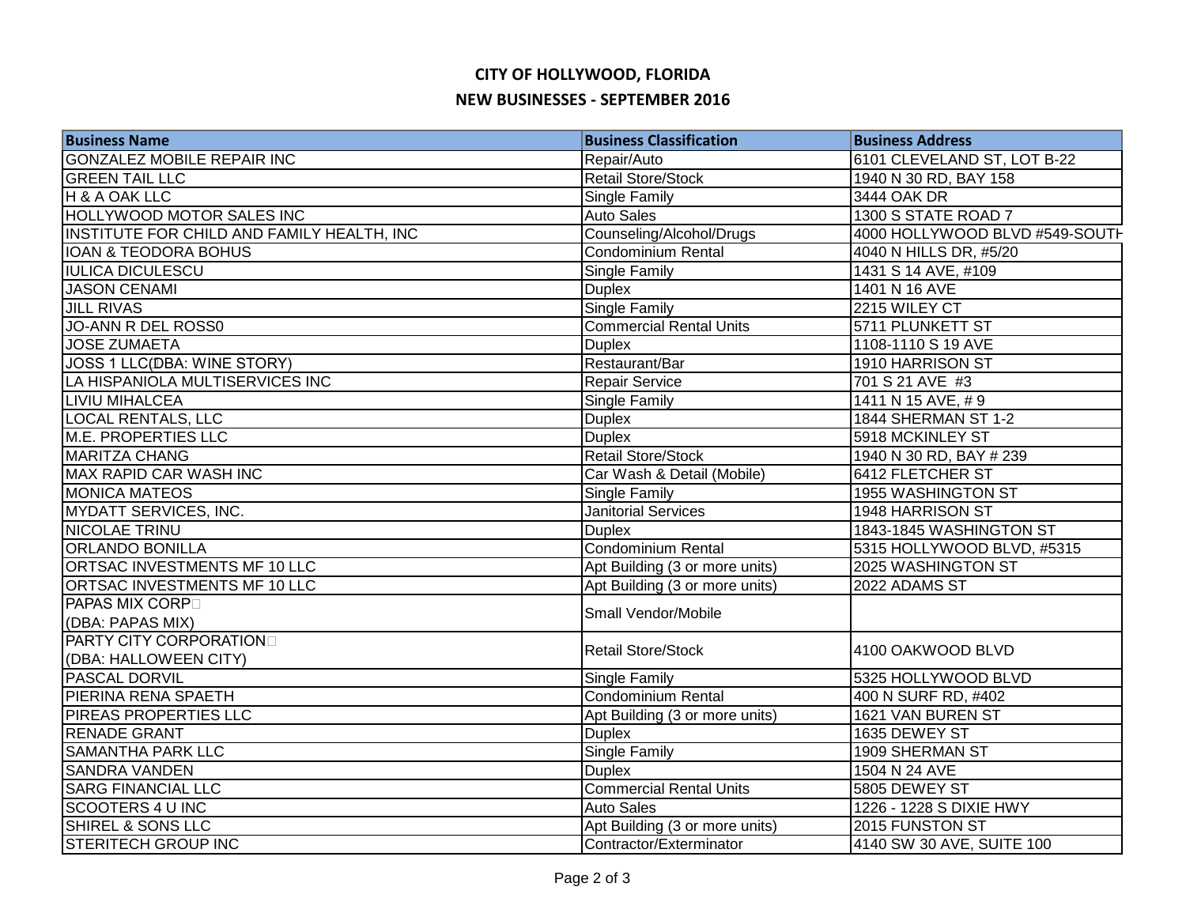# CITY OF HOLLYWOOD, FLORIDA

## NEW BUSINESSES - SEPTEMBER 2016

| Business Name | Business Classification | Business Address |
|---|---|---|
| GONZALEZ MOBILE REPAIR INC | Repair/Auto | 6101 CLEVELAND ST, LOT B-22 |
| GREEN TAIL LLC | Retail Store/Stock | 1940 N 30 RD, BAY 158 |
| H & A OAK LLC | Single Family | 3444 OAK DR |
| HOLLYWOOD MOTOR SALES INC | Auto Sales | 1300 S STATE ROAD 7 |
| INSTITUTE FOR CHILD AND FAMILY HEALTH, INC | Counseling/Alcohol/Drugs | 4000 HOLLYWOOD BLVD #549-SOUTH |
| IOAN & TEODORA BOHUS | Condominium Rental | 4040 N HILLS DR, #5/20 |
| IULICA DICULESCU | Single Family | 1431 S 14 AVE, #109 |
| JASON CENAMI | Duplex | 1401 N 16 AVE |
| JILL RIVAS | Single Family | 2215 WILEY CT |
| JO-ANN R DEL ROSS0 | Commercial Rental Units | 5711 PLUNKETT ST |
| JOSE ZUMAETA | Duplex | 1108-1110 S 19 AVE |
| JOSS 1 LLC(DBA: WINE STORY) | Restaurant/Bar | 1910 HARRISON ST |
| LA HISPANIOLA MULTISERVICES INC | Repair Service | 701 S 21 AVE #3 |
| LIVIU MIHALCEA | Single Family | 1411 N 15 AVE, # 9 |
| LOCAL RENTALS, LLC | Duplex | 1844 SHERMAN ST 1-2 |
| M.E. PROPERTIES LLC | Duplex | 5918 MCKINLEY ST |
| MARITZA CHANG | Retail Store/Stock | 1940 N 30 RD, BAY # 239 |
| MAX RAPID CAR WASH INC | Car Wash & Detail (Mobile) | 6412 FLETCHER ST |
| MONICA MATEOS | Single Family | 1955 WASHINGTON ST |
| MYDATT SERVICES, INC. | Janitorial Services | 1948 HARRISON ST |
| NICOLAE TRINU | Duplex | 1843-1845 WASHINGTON ST |
| ORLANDO BONILLA | Condominium Rental | 5315 HOLLYWOOD BLVD, #5315 |
| ORTSAC INVESTMENTS MF 10 LLC | Apt Building (3 or more units) | 2025 WASHINGTON ST |
| ORTSAC INVESTMENTS MF 10 LLC | Apt Building (3 or more units) | 2022 ADAMS ST |
| PAPAS MIX CORP (DBA: PAPAS MIX) | Small Vendor/Mobile | |
| PARTY CITY CORPORATION (DBA: HALLOWEEN CITY) | Retail Store/Stock | 4100 OAKWOOD BLVD |
| PASCAL DORVIL | Single Family | 5325 HOLLYWOOD BLVD |
| PIERINA RENA SPAETH | Condominium Rental | 400 N SURF RD, #402 |
| PIREAS PROPERTIES LLC | Apt Building (3 or more units) | 1621 VAN BUREN ST |
| RENADE GRANT | Duplex | 1635 DEWEY ST |
| SAMANTHA PARK LLC | Single Family | 1909 SHERMAN ST |
| SANDRA VANDEN | Duplex | 1504 N 24 AVE |
| SARG FINANCIAL LLC | Commercial Rental Units | 5805 DEWEY ST |
| SCOOTERS 4 U INC | Auto Sales | 1226 - 1228 S DIXIE HWY |
| SHIREL & SONS LLC | Apt Building (3 or more units) | 2015 FUNSTON ST |
| STERITECH GROUP INC | Contractor/Exterminator | 4140 SW 30 AVE, SUITE 100 |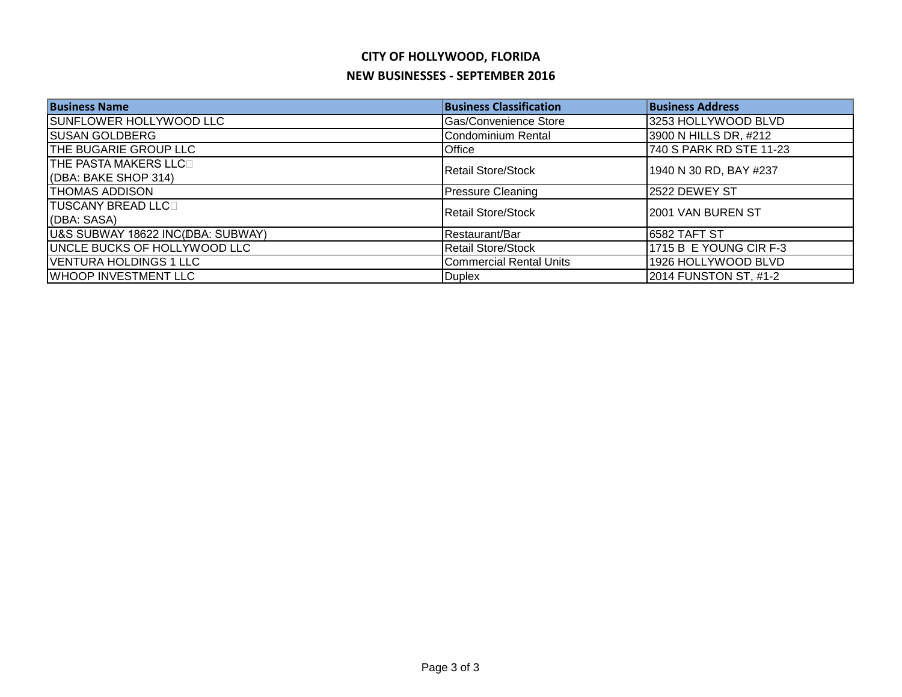**CITY OF HOLLYWOOD, FLORIDA**

**NEW BUSINESSES - SEPTEMBER 2016**

| Business Name | Business Classification | Business Address |
|---|---|---|
| SUNFLOWER HOLLYWOOD LLC | Gas/Convenience Store | 3253 HOLLYWOOD BLVD |
| SUSAN GOLDBERG | Condominium Rental | 3900 N HILLS DR, #212 |
| THE BUGARIE GROUP LLC | Office | 740 S PARK RD STE 11-23 |
| THE PASTA MAKERS LLC (DBA: BAKE SHOP 314) | Retail Store/Stock | 1940 N 30 RD, BAY #237 |
| THOMAS ADDISON | Pressure Cleaning | 2522 DEWEY ST |
| TUSCANY BREAD LLC (DBA: SASA) | Retail Store/Stock | 2001 VAN BUREN ST |
| U&S SUBWAY 18622 INC (DBA: SUBWAY) | Restaurant/Bar | 6582 TAFT ST |
| UNCLE BUCKS OF HOLLYWOOD LLC | Retail Store/Stock | 1715 B E YOUNG CIR F-3 |
| VENTURA HOLDINGS 1 LLC | Commercial Rental Units | 1926 HOLLYWOOD BLVD |
| WHOOP INVESTMENT LLC | Duplex | 2014 FUNSTON ST, #1-2 |